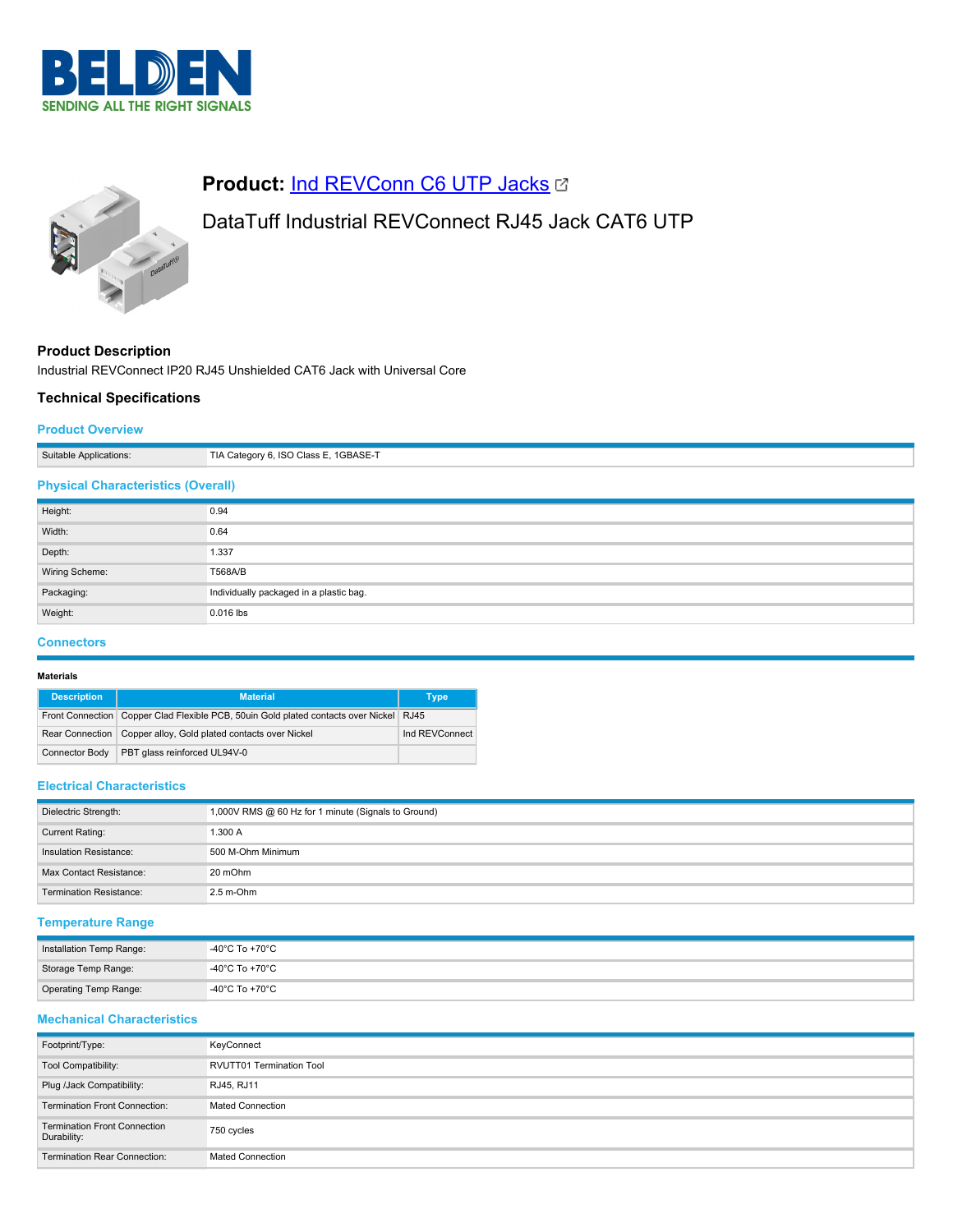# Product: Ind REVConn C6 UTP Jacks

DataTuff Industrial REVConnect RJ45 Jack CAT6 UTP

## Product Description

Industrial REVConnect IP20 RJ45 Unshielded CAT6 Jack with Universal Core

## Technical Specifications

### Product Overview

| | |
|---|---|
| Suitable Applications: | TIA Category 6, ISO Class E, 1GBASE-T |

### Physical Characteristics (Overall)

| | |
|---|---|
| Height: | 0.94 |
| Width: | 0.64 |
| Depth: | 1.337 |
| Wiring Scheme: | T568A/B |
| Packaging: | Individually packaged in a plastic bag. |
| Weight: | 0.016 lbs |

### Connectors

**Materials**

| Description | Material | Type |
|---|---|---|
| Front Connection | Copper Clad Flexible PCB, 50uin Gold plated contacts over Nickel | RJ45 |
| Rear Connection | Copper alloy, Gold plated contacts over Nickel | Ind REVConnect |
| Connector Body | PBT glass reinforced UL94V-0 | |

### Electrical Characteristics

| | |
|---|---|
| Dielectric Strength: | 1,000V RMS @ 60 Hz for 1 minute (Signals to Ground) |
| Current Rating: | 1.300 A |
| Insulation Resistance: | 500 M-Ohm Minimum |
| Max Contact Resistance: | 20 mOhm |
| Termination Resistance: | 2.5 m-Ohm |

### Temperature Range

| | |
|---|---|
| Installation Temp Range: | -40°C To +70°C |
| Storage Temp Range: | -40°C To +70°C |
| Operating Temp Range: | -40°C To +70°C |

### Mechanical Characteristics

| | |
|---|---|
| Footprint/Type: | KeyConnect |
| Tool Compatibility: | RVUTT01 Termination Tool |
| Plug /Jack Compatibility: | RJ45, RJ11 |
| Termination Front Connection: | Mated Connection |
| Termination Front Connection Durability: | 750 cycles |
| Termination Rear Connection: | Mated Connection |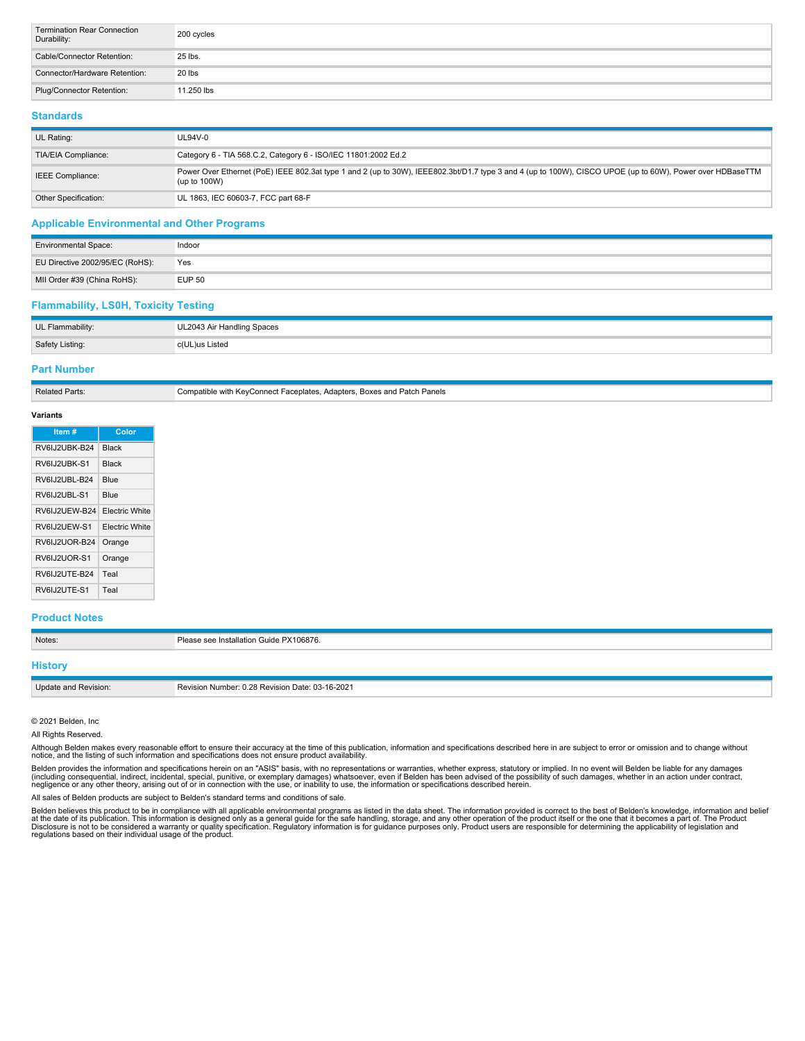| | |
|---|---|
| Termination Rear Connection Durability: | 200 cycles |
| Cable/Connector Retention: | 25 lbs. |
| Connector/Hardware Retention: | 20 lbs |
| Plug/Connector Retention: | 11.250 lbs |

## Standards

| | |
|---|---|
| UL Rating: | UL94V-0 |
| TIA/EIA Compliance: | Category 6 - TIA 568.C.2, Category 6 - ISO/IEC 11801:2002 Ed.2 |
| IEEE Compliance: | Power Over Ethernet (PoE) IEEE 802.3at type 1 and 2 (up to 30W), IEEE802.3bt/D1.7 type 3 and 4 (up to 100W), CISCO UPOE (up to 60W), Power over HDBaseTTM (up to 100W) |
| Other Specification: | UL 1863, IEC 60603-7, FCC part 68-F |

## Applicable Environmental and Other Programs

| | |
|---|---|
| Environmental Space: | Indoor |
| EU Directive 2002/95/EC (RoHS): | Yes |
| MII Order #39 (China RoHS): | EUP 50 |

## Flammability, LS0H, Toxicity Testing

| | |
|---|---|
| UL Flammability: | UL2043 Air Handling Spaces |
| Safety Listing: | c(UL)us Listed |

## Part Number

| | |
|---|---|
| Related Parts: | Compatible with KeyConnect Faceplates, Adapters, Boxes and Patch Panels |

**Variants**

| Item # | Color |
|---|---|
| RV6IJ2UBK-B24 | Black |
| RV6IJ2UBK-S1 | Black |
| RV6IJ2UBL-B24 | Blue |
| RV6IJ2UBL-S1 | Blue |
| RV6IJ2UEW-B24 | Electric White |
| RV6IJ2UEW-S1 | Electric White |
| RV6IJ2UOR-B24 | Orange |
| RV6IJ2UOR-S1 | Orange |
| RV6IJ2UTE-B24 | Teal |
| RV6IJ2UTE-S1 | Teal |

## Product Notes

| | |
|---|---|
| Notes: | Please see Installation Guide PX106876. |

## History

| | |
|---|---|
| Update and Revision: | Revision Number: 0.28 Revision Date: 03-16-2021 |

© 2021 Belden, Inc

All Rights Reserved.

Although Belden makes every reasonable effort to ensure their accuracy at the time of this publication, information and specifications described here in are subject to error or omission and to change without notice, and the listing of such information and specifications does not ensure product availability.

Belden provides the information and specifications herein on an "ASIS" basis, with no representations or warranties, whether express, statutory or implied. In no event will Belden be liable for any damages (including consequential, indirect, incidental, special, punitive, or exemplary damages) whatsoever, even if Belden has been advised of the possibility of such damages, whether in an action under contract, negligence or any other theory, arising out of or in connection with the use, or inability to use, the information or specifications described herein.

All sales of Belden products are subject to Belden's standard terms and conditions of sale.

Belden believes this product to be in compliance with all applicable environmental programs as listed in the data sheet. The information provided is correct to the best of Belden's knowledge, information and belief at the date of its publication. This information is designed only as a general guide for the safe handling, storage, and any other operation of the product itself or the one that it becomes a part of. The Product Disclosure is not to be considered a warranty or quality specification. Regulatory information is for guidance purposes only. Product users are responsible for determining the applicability of legislation and regulations based on their individual usage of the product.